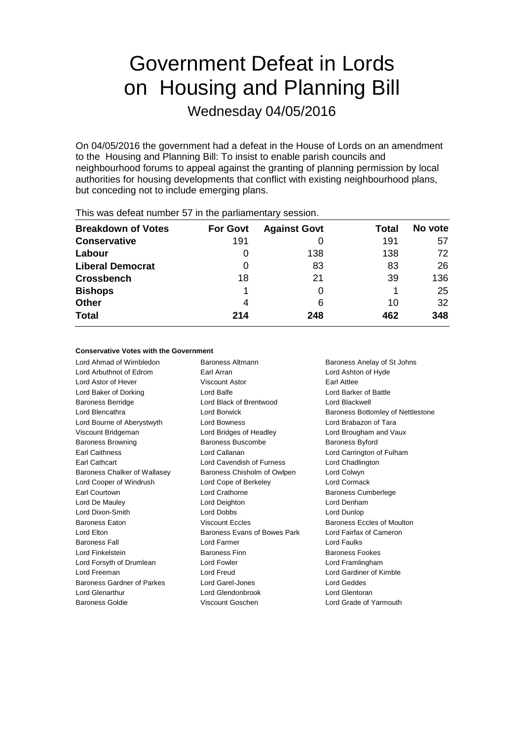# Government Defeat in Lords on Housing and Planning Bill

Wednesday 04/05/2016

On 04/05/2016 the government had a defeat in the House of Lords on an amendment to the Housing and Planning Bill: To insist to enable parish councils and neighbourhood forums to appeal against the granting of planning permission by local authorities for housing developments that conflict with existing neighbourhood plans, but conceding not to include emerging plans.

This was defeat number 57 in the parliamentary session.

| Breakdown of Votes | For Govt | Against Govt | Total | No vote |
|---|---|---|---|---|
| **Conservative** | 191 | 0 | 191 | 57 |
| **Labour** | 0 | 138 | 138 | 72 |
| **Liberal Democrat** | 0 | 83 | 83 | 26 |
| **Crossbench** | 18 | 21 | 39 | 136 |
| **Bishops** | 1 | 0 | 1 | 25 |
| **Other** | 4 | 6 | 10 | 32 |
| **Total** | **214** | **248** | **462** | **348** |

**Conservative Votes with the Government**

| | | |
|---|---|---|
| Lord Ahmad of Wimbledon | Baroness Altmann | Baroness Anelay of St Johns |
| Lord Arbuthnot of Edrom | Earl Arran | Lord Ashton of Hyde |
| Lord Astor of Hever | Viscount Astor | Earl Attlee |
| Lord Baker of Dorking | Lord Balfe | Lord Barker of Battle |
| Baroness Berridge | Lord Black of Brentwood | Lord Blackwell |
| Lord Blencathra | Lord Borwick | Baroness Bottomley of Nettlestone |
| Lord Bourne of Aberystwyth | Lord Bowness | Lord Brabazon of Tara |
| Viscount Bridgeman | Lord Bridges of Headley | Lord Brougham and Vaux |
| Baroness Browning | Baroness Buscombe | Baroness Byford |
| Earl Caithness | Lord Callanan | Lord Carrington of Fulham |
| Earl Cathcart | Lord Cavendish of Furness | Lord Chadlington |
| Baroness Chalker of Wallasey | Baroness Chisholm of Owlpen | Lord Colwyn |
| Lord Cooper of Windrush | Lord Cope of Berkeley | Lord Cormack |
| Earl Courtown | Lord Crathorne | Baroness Cumberlege |
| Lord De Mauley | Lord Deighton | Lord Denham |
| Lord Dixon-Smith | Lord Dobbs | Lord Dunlop |
| Baroness Eaton | Viscount Eccles | Baroness Eccles of Moulton |
| Lord Elton | Baroness Evans of Bowes Park | Lord Fairfax of Cameron |
| Baroness Fall | Lord Farmer | Lord Faulks |
| Lord Finkelstein | Baroness Finn | Baroness Fookes |
| Lord Forsyth of Drumlean | Lord Fowler | Lord Framlingham |
| Lord Freeman | Lord Freud | Lord Gardiner of Kimble |
| Baroness Gardner of Parkes | Lord Garel-Jones | Lord Geddes |
| Lord Glenarthur | Lord Glendonbrook | Lord Glentoran |
| Baroness Goldie | Viscount Goschen | Lord Grade of Yarmouth |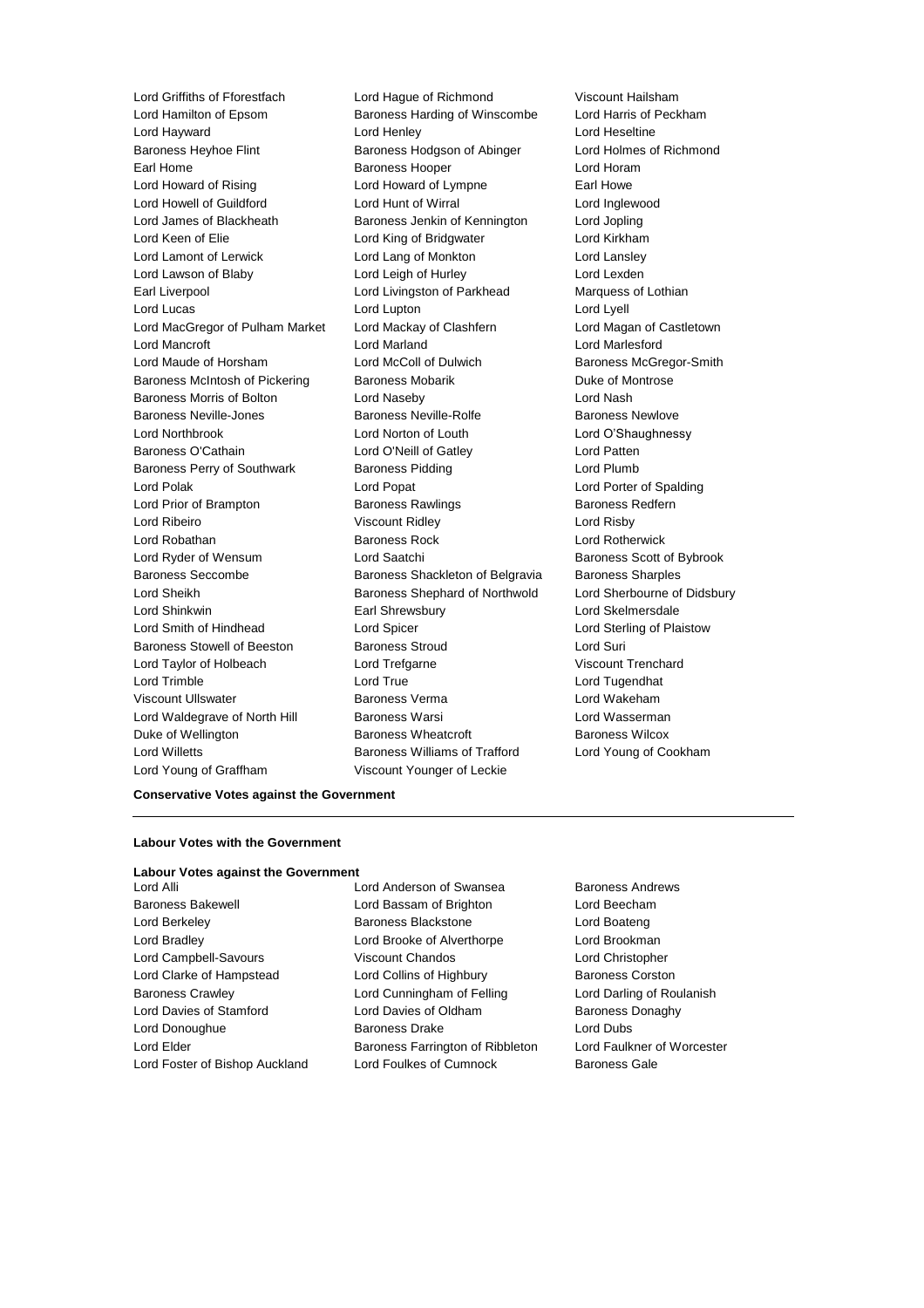Lord Griffiths of Fforestfach
Lord Hague of Richmond
Viscount Hailsham
Lord Hamilton of Epsom
Baroness Harding of Winscombe
Lord Harris of Peckham
Lord Hayward
Lord Henley
Lord Heseltine
Baroness Heyhoe Flint
Baroness Hodgson of Abinger
Lord Holmes of Richmond
Earl Home
Baroness Hooper
Lord Horam
Lord Howard of Rising
Lord Howard of Lympne
Earl Howe
Lord Howell of Guildford
Lord Hunt of Wirral
Lord Inglewood
Lord James of Blackheath
Baroness Jenkin of Kennington
Lord Jopling
Lord Keen of Elie
Lord King of Bridgwater
Lord Kirkham
Lord Lamont of Lerwick
Lord Lang of Monkton
Lord Lansley
Lord Lawson of Blaby
Lord Leigh of Hurley
Lord Lexden
Earl Liverpool
Lord Livingston of Parkhead
Marquess of Lothian
Lord Lucas
Lord Lupton
Lord Lyell
Lord MacGregor of Pulham Market
Lord Mackay of Clashfern
Lord Magan of Castletown
Lord Mancroft
Lord Marland
Lord Marlesford
Lord Maude of Horsham
Lord McColl of Dulwich
Baroness McGregor-Smith
Baroness McIntosh of Pickering
Baroness Mobarik
Duke of Montrose
Baroness Morris of Bolton
Lord Naseby
Lord Nash
Baroness Neville-Jones
Baroness Neville-Rolfe
Baroness Newlove
Lord Northbrook
Lord Norton of Louth
Lord O'Shaughnessy
Baroness O'Cathain
Lord O'Neill of Gatley
Lord Patten
Baroness Perry of Southwark
Baroness Pidding
Lord Plumb
Lord Polak
Lord Popat
Lord Porter of Spalding
Lord Prior of Brampton
Baroness Rawlings
Baroness Redfern
Lord Ribeiro
Viscount Ridley
Lord Risby
Lord Robathan
Baroness Rock
Lord Rotherwick
Lord Ryder of Wensum
Lord Saatchi
Baroness Scott of Bybrook
Baroness Seccombe
Baroness Shackleton of Belgravia
Baroness Sharples
Lord Sheikh
Baroness Shephard of Northwold
Lord Sherbourne of Didsbury
Lord Shinkwin
Earl Shrewsbury
Lord Skelmersdale
Lord Smith of Hindhead
Lord Spicer
Lord Sterling of Plaistow
Baroness Stowell of Beeston
Baroness Stroud
Lord Suri
Lord Taylor of Holbeach
Lord Trefgarne
Viscount Trenchard
Lord Trimble
Lord True
Lord Tugendhat
Viscount Ullswater
Baroness Verma
Lord Wakeham
Lord Waldegrave of North Hill
Baroness Warsi
Lord Wasserman
Duke of Wellington
Baroness Wheatcroft
Baroness Wilcox
Lord Willetts
Baroness Williams of Trafford
Lord Young of Cookham
Lord Young of Graffham
Viscount Younger of Leckie

**Conservative Votes against the Government**

---

**Labour Votes with the Government**

**Labour Votes against the Government**

Lord Alli
Lord Anderson of Swansea
Baroness Andrews
Baroness Bakewell
Lord Bassam of Brighton
Lord Beecham
Lord Berkeley
Baroness Blackstone
Lord Boateng
Lord Bradley
Lord Brooke of Alverthorpe
Lord Brookman
Lord Campbell-Savours
Viscount Chandos
Lord Christopher
Lord Clarke of Hampstead
Lord Collins of Highbury
Baroness Corston
Baroness Crawley
Lord Cunningham of Felling
Lord Darling of Roulanish
Lord Davies of Stamford
Lord Davies of Oldham
Baroness Donaghy
Lord Donoughue
Baroness Drake
Lord Dubs
Lord Elder
Baroness Farrington of Ribbleton
Lord Faulkner of Worcester
Lord Foster of Bishop Auckland
Lord Foulkes of Cumnock
Baroness Gale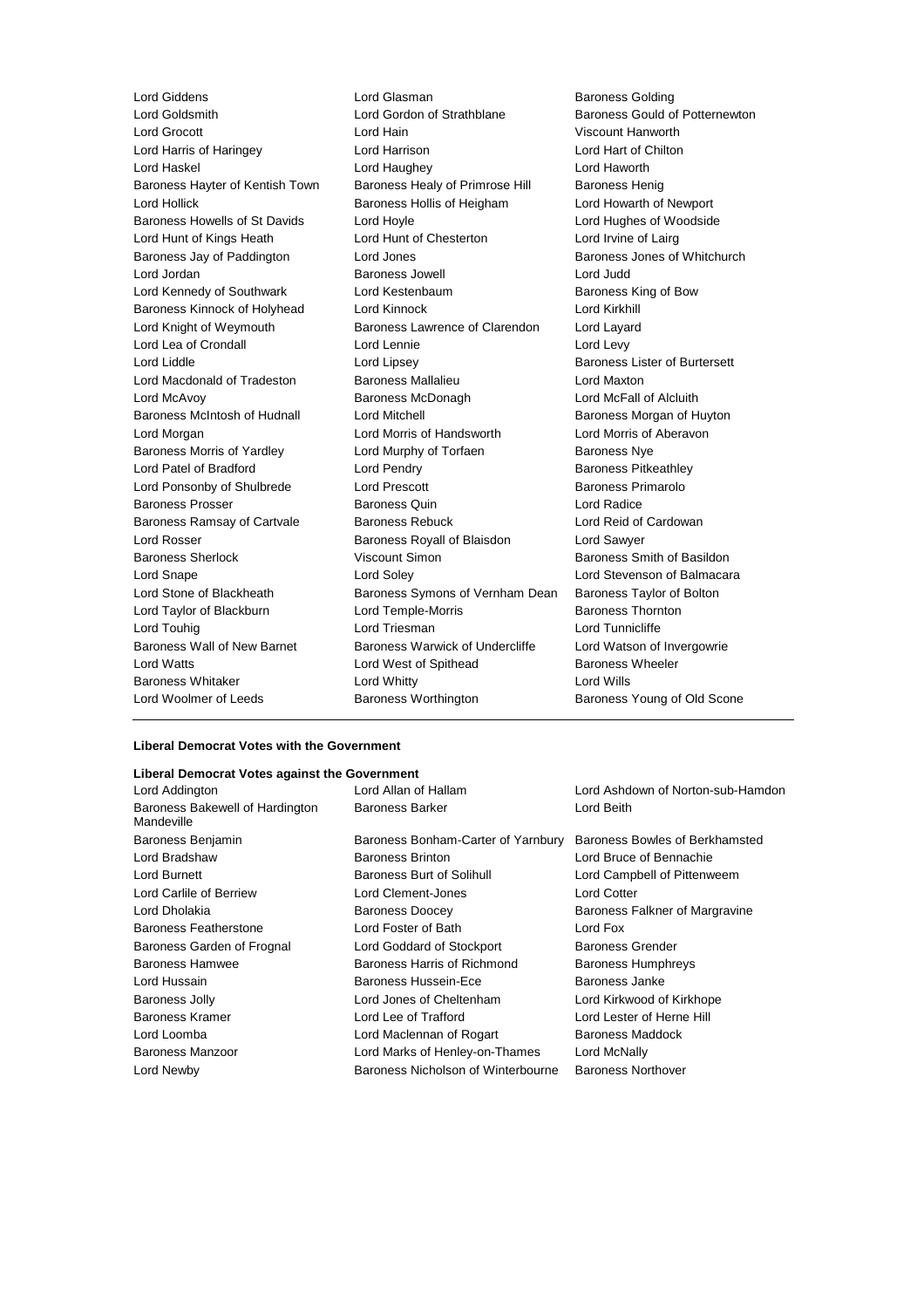Lord Giddens Lord Glasman Baroness Golding
Lord Goldsmith Lord Gordon of Strathblane Baroness Gould of Potternewton
Lord Grocott Lord Hain Viscount Hanworth
Lord Harris of Haringey Lord Harrison Lord Hart of Chilton
Lord Haskel Lord Haughey Lord Haworth
Baroness Hayter of Kentish Town Baroness Healy of Primrose Hill Baroness Henig
Lord Hollick Baroness Hollis of Heigham Lord Howarth of Newport
Baroness Howells of St Davids Lord Hoyle Lord Hughes of Woodside
Lord Hunt of Kings Heath Lord Hunt of Chesterton Lord Irvine of Lairg
Baroness Jay of Paddington Lord Jones Baroness Jones of Whitchurch
Lord Jordan Baroness Jowell Lord Judd
Lord Kennedy of Southwark Lord Kestenbaum Baroness King of Bow
Baroness Kinnock of Holyhead Lord Kinnock Lord Kirkhill
Lord Knight of Weymouth Baroness Lawrence of Clarendon Lord Layard
Lord Lea of Crondall Lord Lennie Lord Levy
Lord Liddle Lord Lipsey Baroness Lister of Burtersett
Lord Macdonald of Tradeston Baroness Mallalieu Lord Maxton
Lord McAvoy Baroness McDonagh Lord McFall of Alcluith
Baroness McIntosh of Hudnall Lord Mitchell Baroness Morgan of Huyton
Lord Morgan Lord Morris of Handsworth Lord Morris of Aberavon
Baroness Morris of Yardley Lord Murphy of Torfaen Baroness Nye
Lord Patel of Bradford Lord Pendry Baroness Pitkeathley
Lord Ponsonby of Shulbrede Lord Prescott Baroness Primarolo
Baroness Prosser Baroness Quin Lord Radice
Baroness Ramsay of Cartvale Baroness Rebuck Lord Reid of Cardowan
Lord Rosser Baroness Royall of Blaisdon Lord Sawyer
Baroness Sherlock Viscount Simon Baroness Smith of Basildon
Lord Snape Lord Soley Lord Stevenson of Balmacara
Lord Stone of Blackheath Baroness Symons of Vernham Dean Baroness Taylor of Bolton
Lord Taylor of Blackburn Lord Temple-Morris Baroness Thornton
Lord Touhig Lord Triesman Lord Tunnicliffe
Baroness Wall of New Barnet Baroness Warwick of Undercliffe Lord Watson of Invergowrie
Lord Watts Lord West of Spithead Baroness Wheeler
Baroness Whitaker Lord Whitty Lord Wills
Lord Woolmer of Leeds Baroness Worthington Baroness Young of Old Scone

---

**Liberal Democrat Votes with the Government**

**Liberal Democrat Votes against the Government**

Lord Addington Lord Allan of Hallam Lord Ashdown of Norton-sub-Hamdon
Baroness Bakewell of Hardington Mandeville Baroness Barker Lord Beith
Baroness Benjamin Baroness Bonham-Carter of Yarnbury Baroness Bowles of Berkhamsted
Lord Bradshaw Baroness Brinton Lord Bruce of Bennachie
Lord Burnett Baroness Burt of Solihull Lord Campbell of Pittenweem
Lord Carlile of Berriew Lord Clement-Jones Lord Cotter
Lord Dholakia Baroness Doocey Baroness Falkner of Margravine
Baroness Featherstone Lord Foster of Bath Lord Fox
Baroness Garden of Frognal Lord Goddard of Stockport Baroness Grender
Baroness Hamwee Baroness Harris of Richmond Baroness Humphreys
Lord Hussain Baroness Hussein-Ece Baroness Janke
Baroness Jolly Lord Jones of Cheltenham Lord Kirkwood of Kirkhope
Baroness Kramer Lord Lee of Trafford Lord Lester of Herne Hill
Lord Loomba Lord Maclennan of Rogart Baroness Maddock
Baroness Manzoor Lord Marks of Henley-on-Thames Lord McNally
Lord Newby Baroness Nicholson of Winterbourne Baroness Northover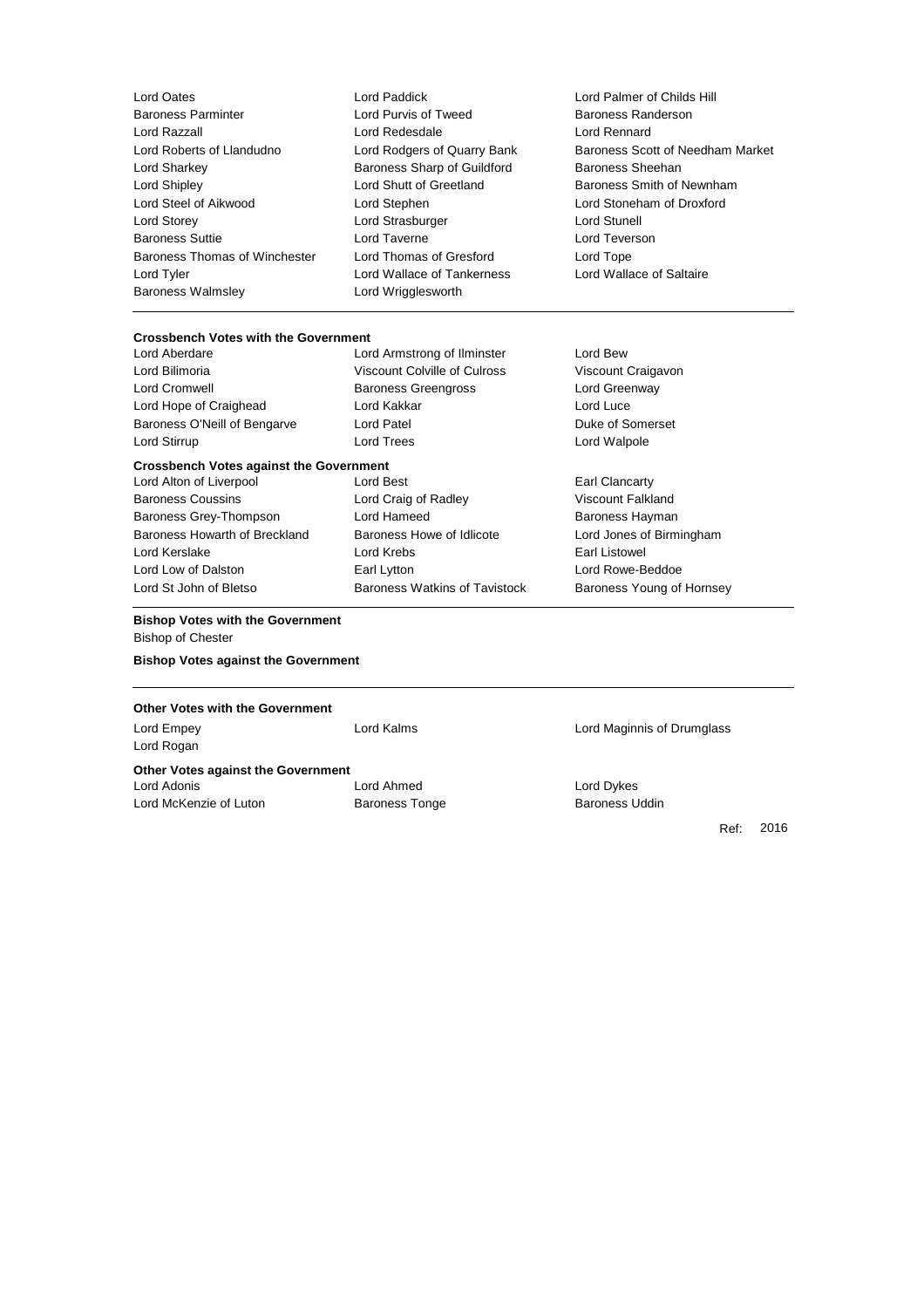| | | |
|---|---|---|
| Lord Oates | Lord Paddick | Lord Palmer of Childs Hill |
| Baroness Parminter | Lord Purvis of Tweed | Baroness Randerson |
| Lord Razzall | Lord Redesdale | Lord Rennard |
| Lord Roberts of Llandudno | Lord Rodgers of Quarry Bank | Baroness Scott of Needham Market |
| Lord Sharkey | Baroness Sharp of Guildford | Baroness Sheehan |
| Lord Shipley | Lord Shutt of Greetland | Baroness Smith of Newnham |
| Lord Steel of Aikwood | Lord Stephen | Lord Stoneham of Droxford |
| Lord Storey | Lord Strasburger | Lord Stunell |
| Baroness Suttie | Lord Taverne | Lord Teverson |
| Baroness Thomas of Winchester | Lord Thomas of Gresford | Lord Tope |
| Lord Tyler | Lord Wallace of Tankerness | Lord Wallace of Saltaire |
| Baroness Walmsley | Lord Wrigglesworth | |

**Crossbench Votes with the Government**

| | | |
|---|---|---|
| Lord Aberdare | Lord Armstrong of Ilminster | Lord Bew |
| Lord Bilimoria | Viscount Colville of Culross | Viscount Craigavon |
| Lord Cromwell | Baroness Greengross | Lord Greenway |
| Lord Hope of Craighead | Lord Kakkar | Lord Luce |
| Baroness O'Neill of Bengarve | Lord Patel | Duke of Somerset |
| Lord Stirrup | Lord Trees | Lord Walpole |

**Crossbench Votes against the Government**

| | | |
|---|---|---|
| Lord Alton of Liverpool | Lord Best | Earl Clancarty |
| Baroness Coussins | Lord Craig of Radley | Viscount Falkland |
| Baroness Grey-Thompson | Lord Hameed | Baroness Hayman |
| Baroness Howarth of Breckland | Baroness Howe of Idlicote | Lord Jones of Birmingham |
| Lord Kerslake | Lord Krebs | Earl Listowel |
| Lord Low of Dalston | Earl Lytton | Lord Rowe-Beddoe |
| Lord St John of Bletso | Baroness Watkins of Tavistock | Baroness Young of Hornsey |

**Bishop Votes with the Government**

Bishop of Chester

**Bishop Votes against the Government**

**Other Votes with the Government**

| | | |
|---|---|---|
| Lord Empey | Lord Kalms | Lord Maginnis of Drumglass |
| Lord Rogan | | |

**Other Votes against the Government**

| | | |
|---|---|---|
| Lord Adonis | Lord Ahmed | Lord Dykes |
| Lord McKenzie of Luton | Baroness Tonge | Baroness Uddin |

Ref: 2016